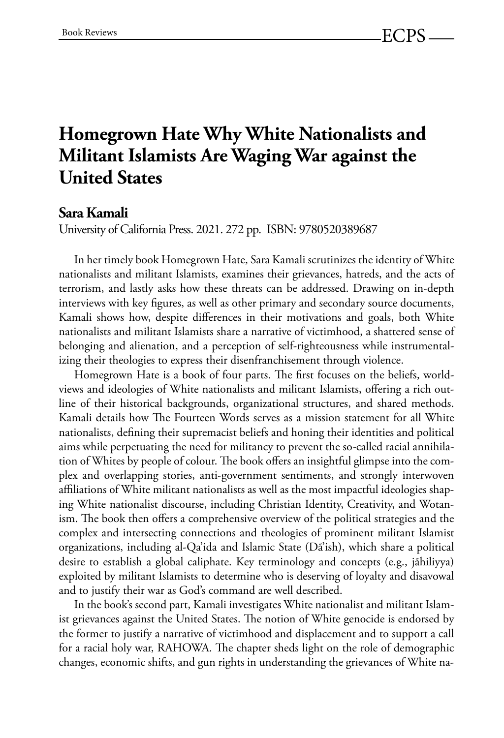# Homegrown Hate Why White Nationalists and Militant Islamists Are Waging War against the United States

**Sara Kamali**

University of California Press. 2021. 272 pp. ISBN: 9780520389687

In her timely book Homegrown Hate, Sara Kamali scrutinizes the identity of White nationalists and militant Islamists, examines their grievances, hatreds, and the acts of terrorism, and lastly asks how these threats can be addressed. Drawing on in-depth interviews with key figures, as well as other primary and secondary source documents, Kamali shows how, despite differences in their motivations and goals, both White nationalists and militant Islamists share a narrative of victimhood, a shattered sense of belonging and alienation, and a perception of self-righteousness while instrumentalizing their theologies to express their disenfranchisement through violence.

Homegrown Hate is a book of four parts. The first focuses on the beliefs, worldviews and ideologies of White nationalists and militant Islamists, offering a rich outline of their historical backgrounds, organizational structures, and shared methods. Kamali details how The Fourteen Words serves as a mission statement for all White nationalists, defining their supremacist beliefs and honing their identities and political aims while perpetuating the need for militancy to prevent the so-called racial annihilation of Whites by people of colour. The book offers an insightful glimpse into the complex and overlapping stories, anti-government sentiments, and strongly interwoven affiliations of White militant nationalists as well as the most impactful ideologies shaping White nationalist discourse, including Christian Identity, Creativity, and Wotanism. The book then offers a comprehensive overview of the political strategies and the complex and intersecting connections and theologies of prominent militant Islamist organizations, including al-Qa'ida and Islamic State (Dā'ish), which share a political desire to establish a global caliphate. Key terminology and concepts (e.g., jāhiliyya) exploited by militant Islamists to determine who is deserving of loyalty and disavowal and to justify their war as God's command are well described.

In the book's second part, Kamali investigates White nationalist and militant Islamist grievances against the United States. The notion of White genocide is endorsed by the former to justify a narrative of victimhood and displacement and to support a call for a racial holy war, RAHOWA. The chapter sheds light on the role of demographic changes, economic shifts, and gun rights in understanding the grievances of White na-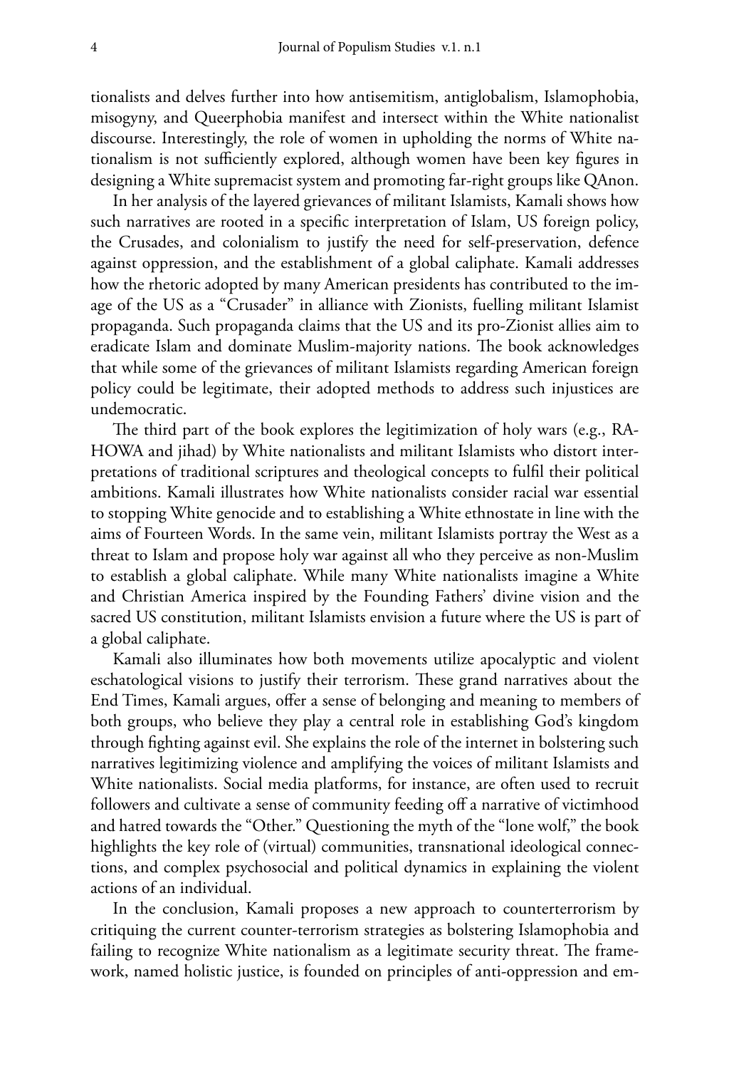tionalists and delves further into how antisemitism, antiglobalism, Islamophobia, misogyny, and Queerphobia manifest and intersect within the White nationalist discourse. Interestingly, the role of women in upholding the norms of White nationalism is not sufficiently explored, although women have been key figures in designing a White supremacist system and promoting far-right groups like QAnon.

In her analysis of the layered grievances of militant Islamists, Kamali shows how such narratives are rooted in a specific interpretation of Islam, US foreign policy, the Crusades, and colonialism to justify the need for self-preservation, defence against oppression, and the establishment of a global caliphate. Kamali addresses how the rhetoric adopted by many American presidents has contributed to the image of the US as a "Crusader" in alliance with Zionists, fuelling militant Islamist propaganda. Such propaganda claims that the US and its pro-Zionist allies aim to eradicate Islam and dominate Muslim-majority nations. The book acknowledges that while some of the grievances of militant Islamists regarding American foreign policy could be legitimate, their adopted methods to address such injustices are undemocratic.

The third part of the book explores the legitimization of holy wars (e.g., RAHOWA and jihad) by White nationalists and militant Islamists who distort interpretations of traditional scriptures and theological concepts to fulfil their political ambitions. Kamali illustrates how White nationalists consider racial war essential to stopping White genocide and to establishing a White ethnostate in line with the aims of Fourteen Words. In the same vein, militant Islamists portray the West as a threat to Islam and propose holy war against all who they perceive as non-Muslim to establish a global caliphate. While many White nationalists imagine a White and Christian America inspired by the Founding Fathers' divine vision and the sacred US constitution, militant Islamists envision a future where the US is part of a global caliphate.

Kamali also illuminates how both movements utilize apocalyptic and violent eschatological visions to justify their terrorism. These grand narratives about the End Times, Kamali argues, offer a sense of belonging and meaning to members of both groups, who believe they play a central role in establishing God's kingdom through fighting against evil. She explains the role of the internet in bolstering such narratives legitimizing violence and amplifying the voices of militant Islamists and White nationalists. Social media platforms, for instance, are often used to recruit followers and cultivate a sense of community feeding off a narrative of victimhood and hatred towards the "Other." Questioning the myth of the "lone wolf," the book highlights the key role of (virtual) communities, transnational ideological connections, and complex psychosocial and political dynamics in explaining the violent actions of an individual.

In the conclusion, Kamali proposes a new approach to counterterrorism by critiquing the current counter-terrorism strategies as bolstering Islamophobia and failing to recognize White nationalism as a legitimate security threat. The framework, named holistic justice, is founded on principles of anti-oppression and em-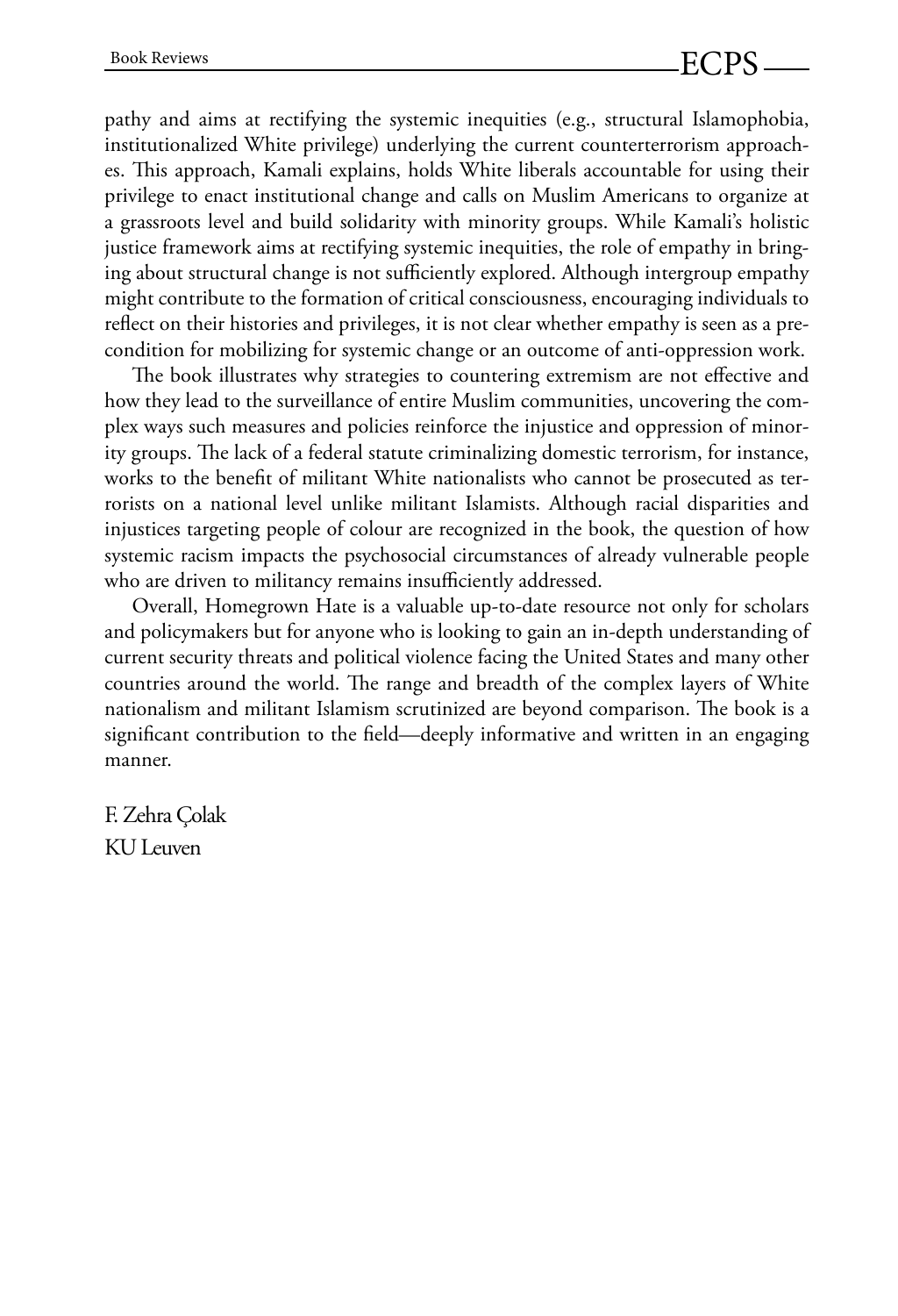pathy and aims at rectifying the systemic inequities (e.g., structural Islamophobia, institutionalized White privilege) underlying the current counterterrorism approaches. This approach, Kamali explains, holds White liberals accountable for using their privilege to enact institutional change and calls on Muslim Americans to organize at a grassroots level and build solidarity with minority groups. While Kamali's holistic justice framework aims at rectifying systemic inequities, the role of empathy in bringing about structural change is not sufficiently explored. Although intergroup empathy might contribute to the formation of critical consciousness, encouraging individuals to reflect on their histories and privileges, it is not clear whether empathy is seen as a precondition for mobilizing for systemic change or an outcome of anti-oppression work.

The book illustrates why strategies to countering extremism are not effective and how they lead to the surveillance of entire Muslim communities, uncovering the complex ways such measures and policies reinforce the injustice and oppression of minority groups. The lack of a federal statute criminalizing domestic terrorism, for instance, works to the benefit of militant White nationalists who cannot be prosecuted as terrorists on a national level unlike militant Islamists. Although racial disparities and injustices targeting people of colour are recognized in the book, the question of how systemic racism impacts the psychosocial circumstances of already vulnerable people who are driven to militancy remains insufficiently addressed.

Overall, Homegrown Hate is a valuable up-to-date resource not only for scholars and policymakers but for anyone who is looking to gain an in-depth understanding of current security threats and political violence facing the United States and many other countries around the world. The range and breadth of the complex layers of White nationalism and militant Islamism scrutinized are beyond comparison. The book is a significant contribution to the field—deeply informative and written in an engaging manner.

F. Zehra Çolak
KU Leuven